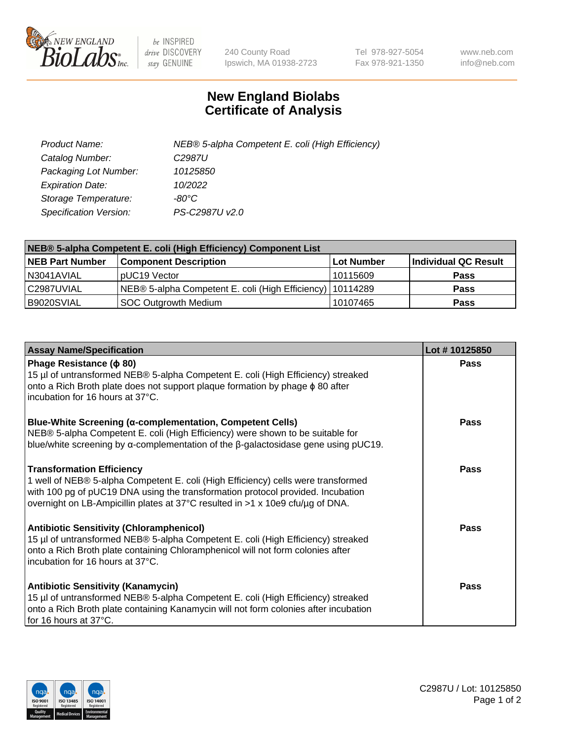# New England Biolabs Certificate of Analysis

| | |
|---|---|
| *Product Name:* | *NEB® 5-alpha Competent E. coli (High Efficiency)* |
| *Catalog Number:* | *C2987U* |
| *Packaging Lot Number:* | *10125850* |
| *Expiration Date:* | *10/2022* |
| *Storage Temperature:* | *-80°C* |
| *Specification Version:* | *PS-C2987U v2.0* |

| NEB® 5-alpha Competent E. coli (High Efficiency) Component List | | | |
|---|---|---|---|
| **NEB Part Number** | **Component Description** | **Lot Number** | **Individual QC Result** |
| N3041AVIAL | pUC19 Vector | 10115609 | **Pass** |
| C2987UVIAL | NEB® 5-alpha Competent E. coli (High Efficiency) | 10114289 | **Pass** |
| B9020SVIAL | SOC Outgrowth Medium | 10107465 | **Pass** |

| Assay Name/Specification | Lot # 10125850 |
|---|---|
| **Phage Resistance (ϕ 80)**<br>15 µl of untransformed NEB® 5-alpha Competent E. coli (High Efficiency) streaked onto a Rich Broth plate does not support plaque formation by phage ϕ 80 after incubation for 16 hours at 37°C. | **Pass** |
| **Blue-White Screening (α-complementation, Competent Cells)**<br>NEB® 5-alpha Competent E. coli (High Efficiency) were shown to be suitable for blue/white screening by α-complementation of the β-galactosidase gene using pUC19. | **Pass** |
| **Transformation Efficiency**<br>1 well of NEB® 5-alpha Competent E. coli (High Efficiency) cells were transformed with 100 pg of pUC19 DNA using the transformation protocol provided. Incubation overnight on LB-Ampicillin plates at 37°C resulted in >1 x 10e9 cfu/µg of DNA. | **Pass** |
| **Antibiotic Sensitivity (Chloramphenicol)**<br>15 µl of untransformed NEB® 5-alpha Competent E. coli (High Efficiency) streaked onto a Rich Broth plate containing Chloramphenicol will not form colonies after incubation for 16 hours at 37°C. | **Pass** |
| **Antibiotic Sensitivity (Kanamycin)**<br>15 µl of untransformed NEB® 5-alpha Competent E. coli (High Efficiency) streaked onto a Rich Broth plate containing Kanamycin will not form colonies after incubation for 16 hours at 37°C. | **Pass** |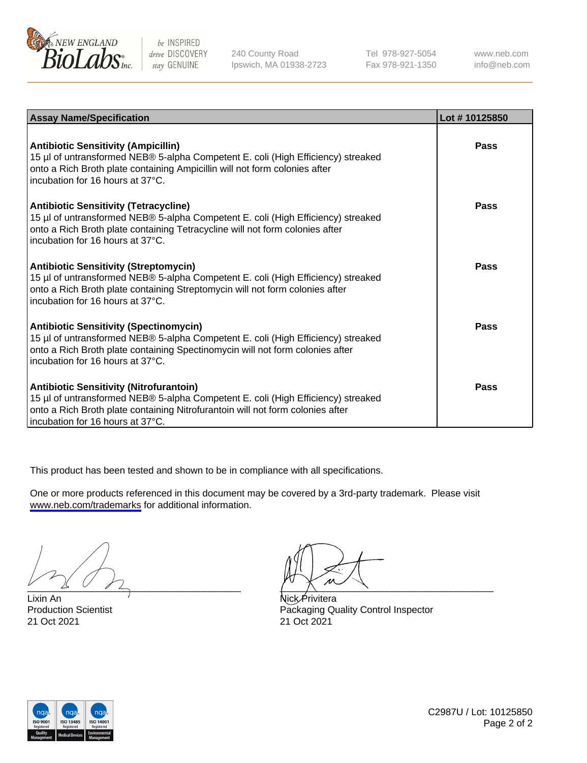| Assay Name/Specification | Lot # 10125850 |
|---|---|
| **Antibiotic Sensitivity (Ampicillin)**<br>15 µl of untransformed NEB® 5-alpha Competent E. coli (High Efficiency) streaked onto a Rich Broth plate containing Ampicillin will not form colonies after incubation for 16 hours at 37°C. | **Pass** |
| **Antibiotic Sensitivity (Tetracycline)**<br>15 µl of untransformed NEB® 5-alpha Competent E. coli (High Efficiency) streaked onto a Rich Broth plate containing Tetracycline will not form colonies after incubation for 16 hours at 37°C. | **Pass** |
| **Antibiotic Sensitivity (Streptomycin)**<br>15 µl of untransformed NEB® 5-alpha Competent E. coli (High Efficiency) streaked onto a Rich Broth plate containing Streptomycin will not form colonies after incubation for 16 hours at 37°C. | **Pass** |
| **Antibiotic Sensitivity (Spectinomycin)**<br>15 µl of untransformed NEB® 5-alpha Competent E. coli (High Efficiency) streaked onto a Rich Broth plate containing Spectinomycin will not form colonies after incubation for 16 hours at 37°C. | **Pass** |
| **Antibiotic Sensitivity (Nitrofurantoin)**<br>15 µl of untransformed NEB® 5-alpha Competent E. coli (High Efficiency) streaked onto a Rich Broth plate containing Nitrofurantoin will not form colonies after incubation for 16 hours at 37°C. | **Pass** |

This product has been tested and shown to be in compliance with all specifications.

One or more products referenced in this document may be covered by a 3rd-party trademark. Please visit www.neb.com/trademarks for additional information.

Lixin An
Production Scientist
21 Oct 2021

Nick Privitera
Packaging Quality Control Inspector
21 Oct 2021

C2987U / Lot: 10125850